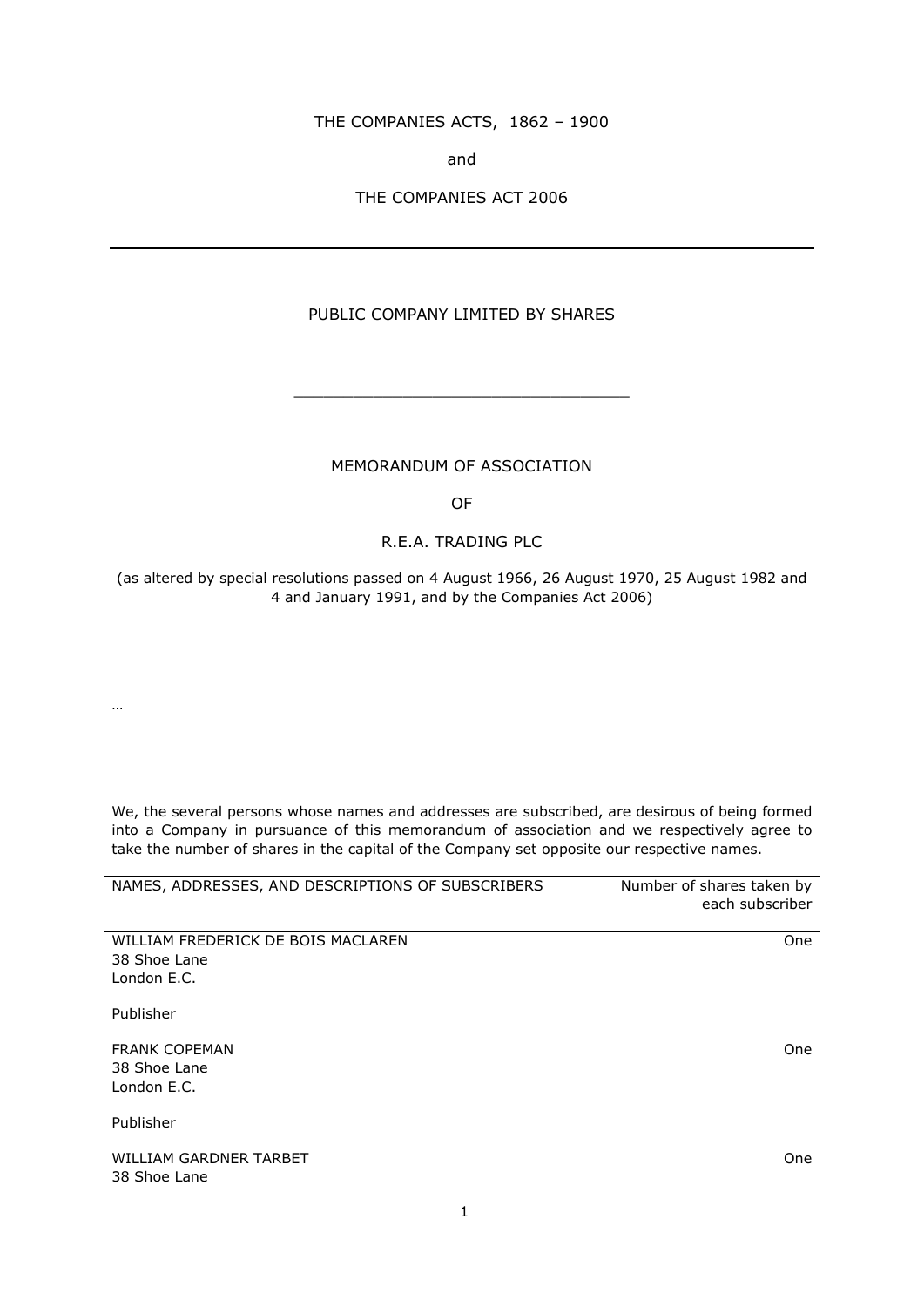THE COMPANIES ACTS, 1862 – 1900

and

THE COMPANIES ACT 2006

---

PUBLIC COMPANY LIMITED BY SHARES

---

# MEMORANDUM OF ASSOCIATION

## OF

## R.E.A. TRADING PLC

(as altered by special resolutions passed on 4 August 1966, 26 August 1970, 25 August 1982 and 4 and January 1991, and by the Companies Act 2006)

…

We, the several persons whose names and addresses are subscribed, are desirous of being formed into a Company in pursuance of this memorandum of association and we respectively agree to take the number of shares in the capital of the Company set opposite our respective names.

| NAMES, ADDRESSES, AND DESCRIPTIONS OF SUBSCRIBERS | Number of shares taken by each subscriber |
|---|---|
| WILLIAM FREDERICK DE BOIS MACLAREN<br>38 Shoe Lane<br>London E.C.<br><br>Publisher | One |
| FRANK COPEMAN<br>38 Shoe Lane<br>London E.C.<br><br>Publisher | One |
| WILLIAM GARDNER TARBET<br>38 Shoe Lane | One |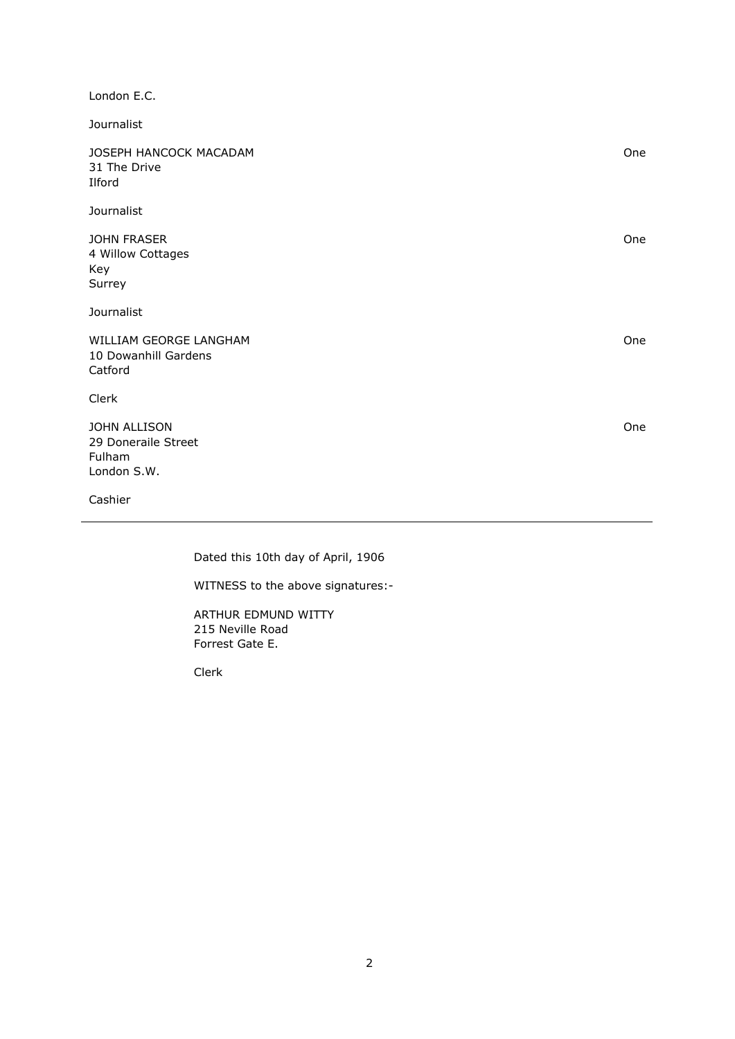London E.C.

Journalist

| | |
|---|---|
| JOSEPH HANCOCK MACADAM<br>31 The Drive<br>Ilford<br><br>Journalist | One |
| JOHN FRASER<br>4 Willow Cottages<br>Key<br>Surrey<br><br>Journalist | One |
| WILLIAM GEORGE LANGHAM<br>10 Dowanhill Gardens<br>Catford<br><br>Clerk | One |
| JOHN ALLISON<br>29 Doneraile Street<br>Fulham<br>London S.W.<br><br>Cashier | One |

---

Dated this 10th day of April, 1906

WITNESS to the above signatures:-

ARTHUR EDMUND WITTY
215 Neville Road
Forrest Gate E.

Clerk